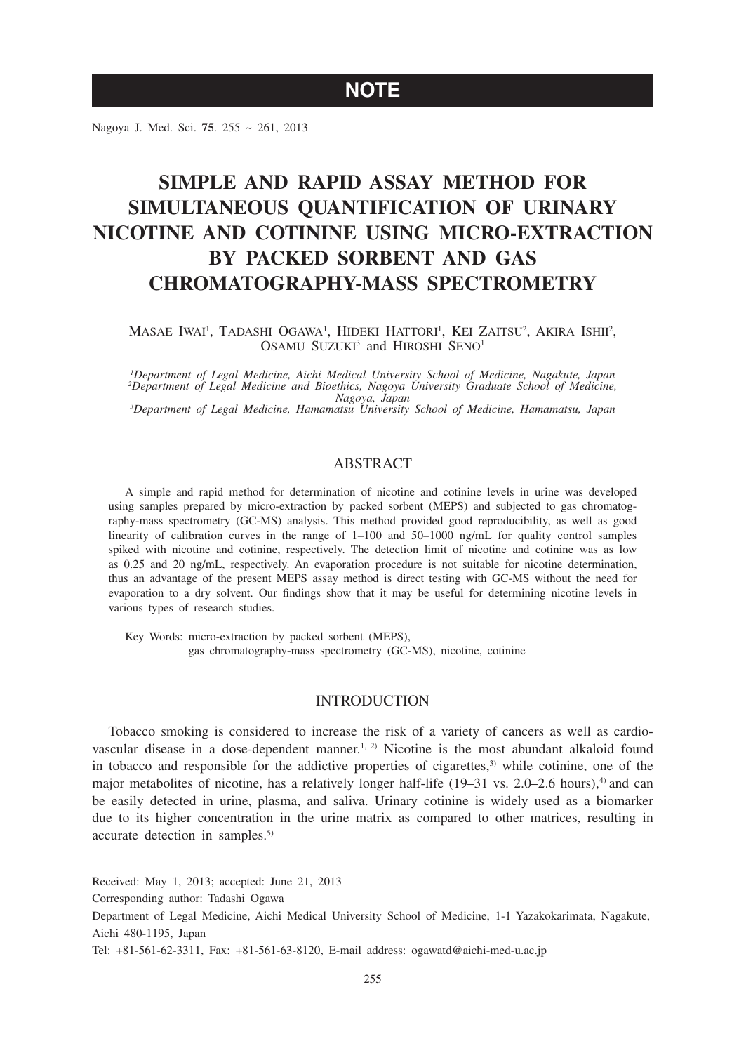NOTE

# SIMPLE AND RAPID ASSAY METHOD FOR SIMULTANEOUS QUANTIFICATION OF URINARY NICOTINE AND COTININE USING MICRO-EXTRACTION BY PACKED SORBENT AND GAS CHROMATOGRAPHY-MASS SPECTROMETRY

Masae Iwai[1], Tadashi Ogawa[1], Hideki Hattori[1], Kei Zaitsu[2], Akira Ishii[2], Osamu Suzuki[3] and Hiroshi Seno[1]

*[1]Department of Legal Medicine, Aichi Medical University School of Medicine, Nagakute, Japan*
*[2]Department of Legal Medicine and Bioethics, Nagoya University Graduate School of Medicine, Nagoya, Japan*
*[3]Department of Legal Medicine, Hamamatsu University School of Medicine, Hamamatsu, Japan*

## ABSTRACT

A simple and rapid method for determination of nicotine and cotinine levels in urine was developed using samples prepared by micro-extraction by packed sorbent (MEPS) and subjected to gas chromatography-mass spectrometry (GC-MS) analysis. This method provided good reproducibility, as well as good linearity of calibration curves in the range of 1–100 and 50–1000 ng/mL for quality control samples spiked with nicotine and cotinine, respectively. The detection limit of nicotine and cotinine was as low as 0.25 and 20 ng/mL, respectively. An evaporation procedure is not suitable for nicotine determination, thus an advantage of the present MEPS assay method is direct testing with GC-MS without the need for evaporation to a dry solvent. Our findings show that it may be useful for determining nicotine levels in various types of research studies.

Key Words: micro-extraction by packed sorbent (MEPS), gas chromatography-mass spectrometry (GC-MS), nicotine, cotinine

## INTRODUCTION

Tobacco smoking is considered to increase the risk of a variety of cancers as well as cardiovascular disease in a dose-dependent manner.[1, 2] Nicotine is the most abundant alkaloid found in tobacco and responsible for the addictive properties of cigarettes,[3] while cotinine, one of the major metabolites of nicotine, has a relatively longer half-life (19–31 vs. 2.0–2.6 hours),[4] and can be easily detected in urine, plasma, and saliva. Urinary cotinine is widely used as a biomarker due to its higher concentration in the urine matrix as compared to other matrices, resulting in accurate detection in samples.[5]

---

Received: May 1, 2013; accepted: June 21, 2013

Corresponding author: Tadashi Ogawa

Department of Legal Medicine, Aichi Medical University School of Medicine, 1-1 Yazakokarimata, Nagakute, Aichi 480-1195, Japan

Tel: +81-561-62-3311, Fax: +81-561-63-8120, E-mail address: ogawatd@aichi-med-u.ac.jp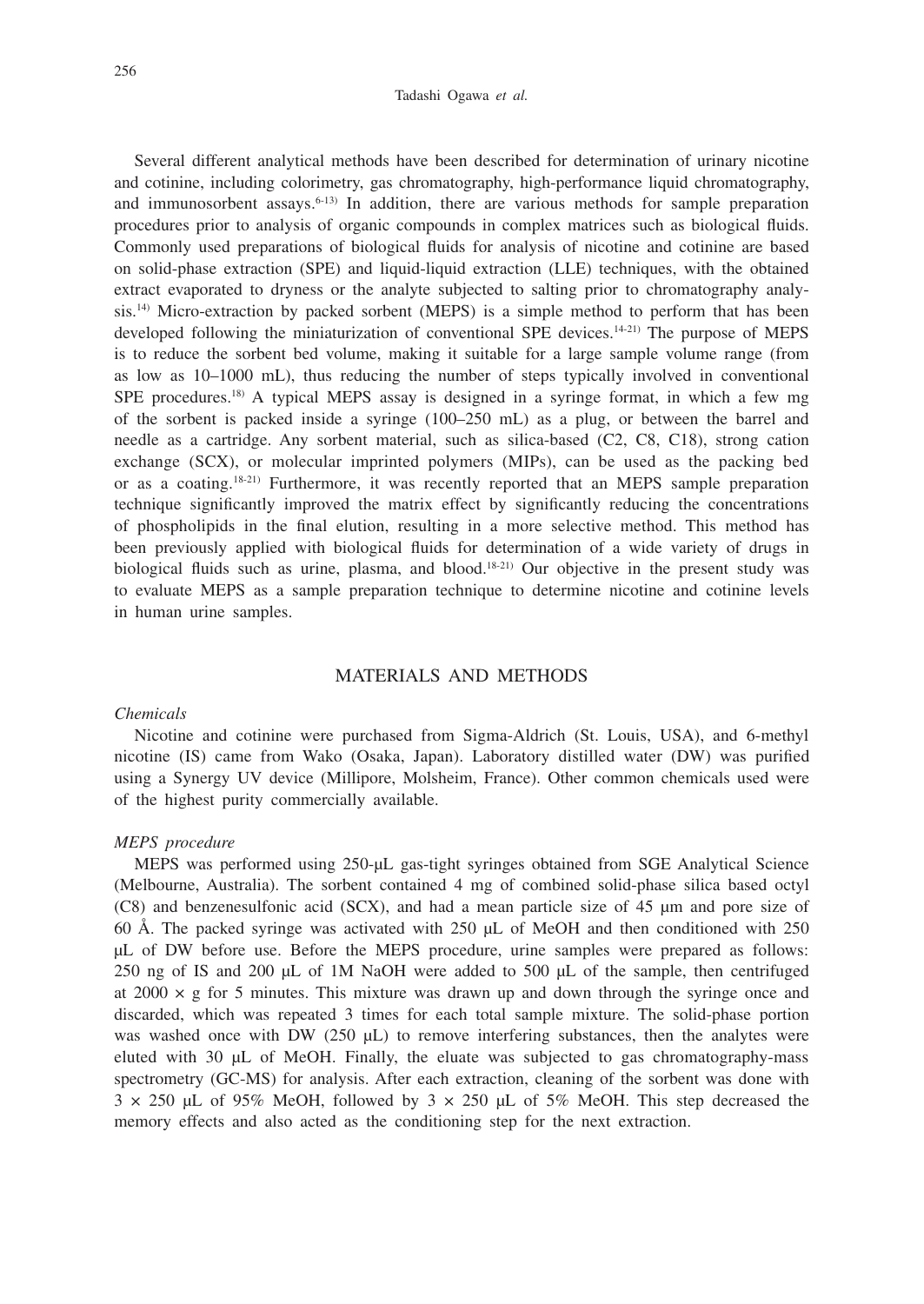Several different analytical methods have been described for determination of urinary nicotine and cotinine, including colorimetry, gas chromatography, high-performance liquid chromatography, and immunosorbent assays.[6-13] In addition, there are various methods for sample preparation procedures prior to analysis of organic compounds in complex matrices such as biological fluids. Commonly used preparations of biological fluids for analysis of nicotine and cotinine are based on solid-phase extraction (SPE) and liquid-liquid extraction (LLE) techniques, with the obtained extract evaporated to dryness or the analyte subjected to salting prior to chromatography analysis.[14] Micro-extraction by packed sorbent (MEPS) is a simple method to perform that has been developed following the miniaturization of conventional SPE devices.[14-21] The purpose of MEPS is to reduce the sorbent bed volume, making it suitable for a large sample volume range (from as low as 10–1000 mL), thus reducing the number of steps typically involved in conventional SPE procedures.[18] A typical MEPS assay is designed in a syringe format, in which a few mg of the sorbent is packed inside a syringe (100–250 mL) as a plug, or between the barrel and needle as a cartridge. Any sorbent material, such as silica-based (C2, C8, C18), strong cation exchange (SCX), or molecular imprinted polymers (MIPs), can be used as the packing bed or as a coating.[18-21] Furthermore, it was recently reported that an MEPS sample preparation technique significantly improved the matrix effect by significantly reducing the concentrations of phospholipids in the final elution, resulting in a more selective method. This method has been previously applied with biological fluids for determination of a wide variety of drugs in biological fluids such as urine, plasma, and blood.[18-21] Our objective in the present study was to evaluate MEPS as a sample preparation technique to determine nicotine and cotinine levels in human urine samples.

## MATERIALS AND METHODS

### *Chemicals*

Nicotine and cotinine were purchased from Sigma-Aldrich (St. Louis, USA), and 6-methyl nicotine (IS) came from Wako (Osaka, Japan). Laboratory distilled water (DW) was purified using a Synergy UV device (Millipore, Molsheim, France). Other common chemicals used were of the highest purity commercially available.

### *MEPS procedure*

MEPS was performed using 250-µL gas-tight syringes obtained from SGE Analytical Science (Melbourne, Australia). The sorbent contained 4 mg of combined solid-phase silica based octyl (C8) and benzenesulfonic acid (SCX), and had a mean particle size of 45 µm and pore size of 60 Å. The packed syringe was activated with 250 µL of MeOH and then conditioned with 250 µL of DW before use. Before the MEPS procedure, urine samples were prepared as follows: 250 ng of IS and 200 µL of 1M NaOH were added to 500 µL of the sample, then centrifuged at 2000 × g for 5 minutes. This mixture was drawn up and down through the syringe once and discarded, which was repeated 3 times for each total sample mixture. The solid-phase portion was washed once with DW (250 µL) to remove interfering substances, then the analytes were eluted with 30 µL of MeOH. Finally, the eluate was subjected to gas chromatography-mass spectrometry (GC-MS) for analysis. After each extraction, cleaning of the sorbent was done with 3 × 250 µL of 95% MeOH, followed by 3 × 250 µL of 5% MeOH. This step decreased the memory effects and also acted as the conditioning step for the next extraction.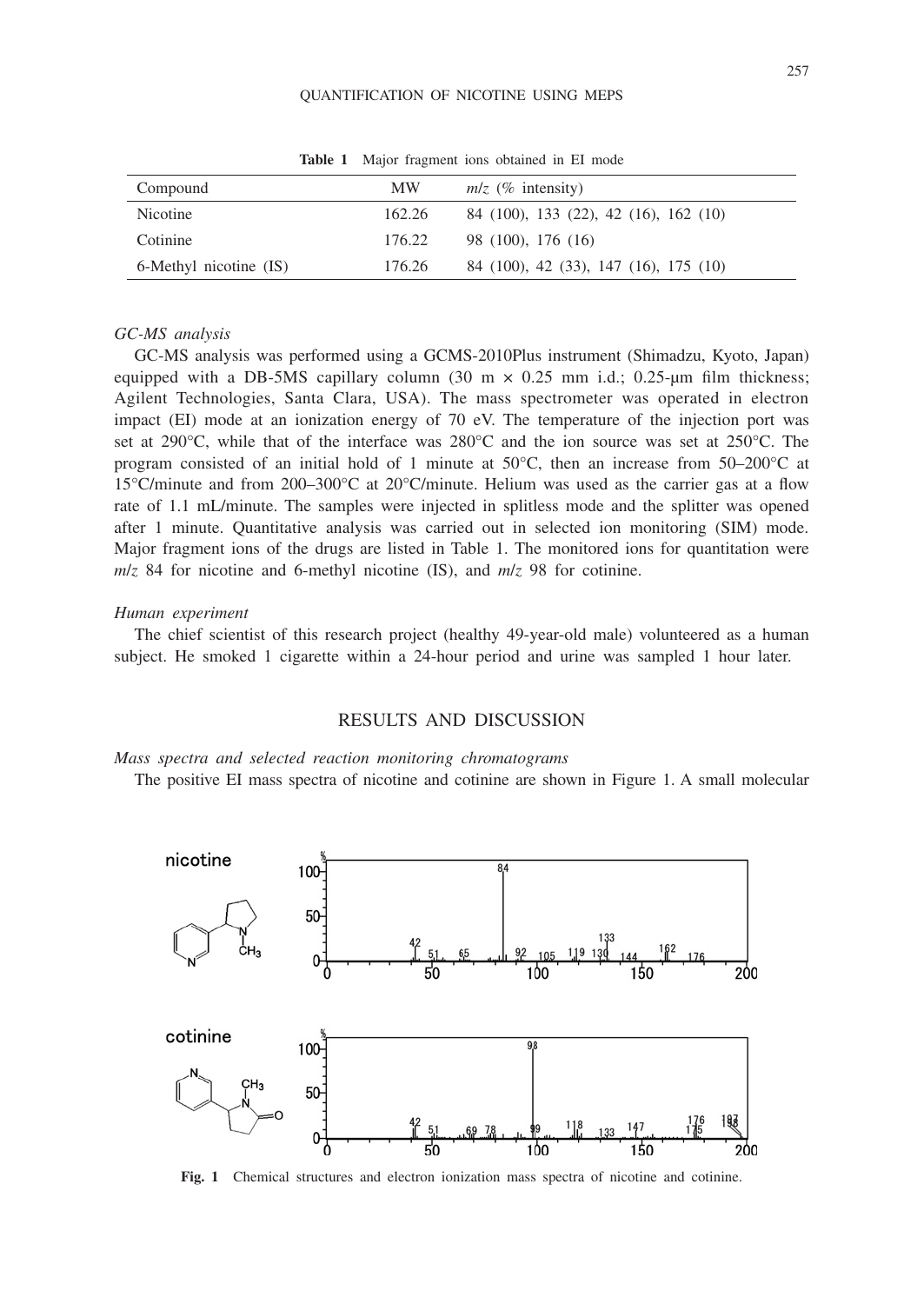**Table 1** Major fragment ions obtained in EI mode

| Compound | MW | *m/z* (% intensity) |
|---|---|---|
| Nicotine | 162.26 | 84 (100), 133 (22), 42 (16), 162 (10) |
| Cotinine | 176.22 | 98 (100), 176 (16) |
| 6-Methyl nicotine (IS) | 176.26 | 84 (100), 42 (33), 147 (16), 175 (10) |

### *GC-MS analysis*

GC-MS analysis was performed using a GCMS-2010Plus instrument (Shimadzu, Kyoto, Japan) equipped with a DB-5MS capillary column (30 m × 0.25 mm i.d.; 0.25-μm film thickness; Agilent Technologies, Santa Clara, USA). The mass spectrometer was operated in electron impact (EI) mode at an ionization energy of 70 eV. The temperature of the injection port was set at 290°C, while that of the interface was 280°C and the ion source was set at 250°C. The program consisted of an initial hold of 1 minute at 50°C, then an increase from 50–200°C at 15°C/minute and from 200–300°C at 20°C/minute. Helium was used as the carrier gas at a flow rate of 1.1 mL/minute. The samples were injected in splitless mode and the splitter was opened after 1 minute. Quantitative analysis was carried out in selected ion monitoring (SIM) mode. Major fragment ions of the drugs are listed in Table 1. The monitored ions for quantitation were *m/z* 84 for nicotine and 6-methyl nicotine (IS), and *m/z* 98 for cotinine.

### *Human experiment*

The chief scientist of this research project (healthy 49-year-old male) volunteered as a human subject. He smoked 1 cigarette within a 24-hour period and urine was sampled 1 hour later.

## RESULTS AND DISCUSSION

### *Mass spectra and selected reaction monitoring chromatograms*

The positive EI mass spectra of nicotine and cotinine are shown in Figure 1. A small molecular

**Fig. 1** Chemical structures and electron ionization mass spectra of nicotine and cotinine.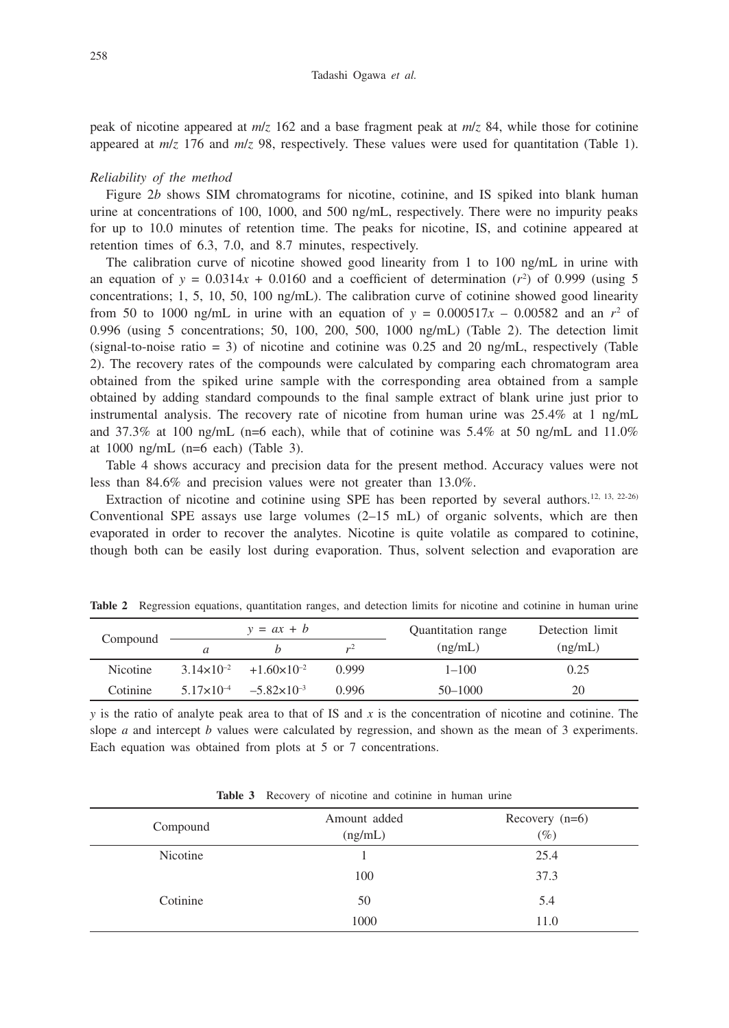peak of nicotine appeared at $m/z$ 162 and a base fragment peak at $m/z$ 84, while those for cotinine appeared at $m/z$ 176 and $m/z$ 98, respectively. These values were used for quantitation (Table 1).

*Reliability of the method*

Figure 2*b* shows SIM chromatograms for nicotine, cotinine, and IS spiked into blank human urine at concentrations of 100, 1000, and 500 ng/mL, respectively. There were no impurity peaks for up to 10.0 minutes of retention time. The peaks for nicotine, IS, and cotinine appeared at retention times of 6.3, 7.0, and 8.7 minutes, respectively.

The calibration curve of nicotine showed good linearity from 1 to 100 ng/mL in urine with an equation of $y = 0.0314x + 0.0160$ and a coefficient of determination ($r^2$) of 0.999 (using 5 concentrations; 1, 5, 10, 50, 100 ng/mL). The calibration curve of cotinine showed good linearity from 50 to 1000 ng/mL in urine with an equation of $y = 0.000517x - 0.00582$ and an $r^2$ of 0.996 (using 5 concentrations; 50, 100, 200, 500, 1000 ng/mL) (Table 2). The detection limit (signal-to-noise ratio = 3) of nicotine and cotinine was 0.25 and 20 ng/mL, respectively (Table 2). The recovery rates of the compounds were calculated by comparing each chromatogram area obtained from the spiked urine sample with the corresponding area obtained from a sample obtained by adding standard compounds to the final sample extract of blank urine just prior to instrumental analysis. The recovery rate of nicotine from human urine was 25.4% at 1 ng/mL and 37.3% at 100 ng/mL (n=6 each), while that of cotinine was 5.4% at 50 ng/mL and 11.0% at 1000 ng/mL (n=6 each) (Table 3).

Table 4 shows accuracy and precision data for the present method. Accuracy values were not less than 84.6% and precision values were not greater than 13.0%.

Extraction of nicotine and cotinine using SPE has been reported by several authors.[12, 13, 22-26] Conventional SPE assays use large volumes (2–15 mL) of organic solvents, which are then evaporated in order to recover the analytes. Nicotine is quite volatile as compared to cotinine, though both can be easily lost during evaporation. Thus, solvent selection and evaporation are

**Table 2** Regression equations, quantitation ranges, and detection limits for nicotine and cotinine in human urine

| Compound | $y = ax + b$ | | | Quantitation range (ng/mL) | Detection limit (ng/mL) |
|---|---|---|---|---|---|
| | $a$ | $b$ | $r^2$ | | |
| Nicotine | $3.14\times10^{-2}$ | $+1.60\times10^{-2}$ | 0.999 | 1–100 | 0.25 |
| Cotinine | $5.17\times10^{-4}$ | $-5.82\times10^{-3}$ | 0.996 | 50–1000 | 20 |

$y$ is the ratio of analyte peak area to that of IS and $x$ is the concentration of nicotine and cotinine. The slope $a$ and intercept $b$ values were calculated by regression, and shown as the mean of 3 experiments. Each equation was obtained from plots at 5 or 7 concentrations.

**Table 3** Recovery of nicotine and cotinine in human urine

| Compound | Amount added (ng/mL) | Recovery (n=6) (%) |
|---|---|---|
| Nicotine | 1 | 25.4 |
| | 100 | 37.3 |
| Cotinine | 50 | 5.4 |
| | 1000 | 11.0 |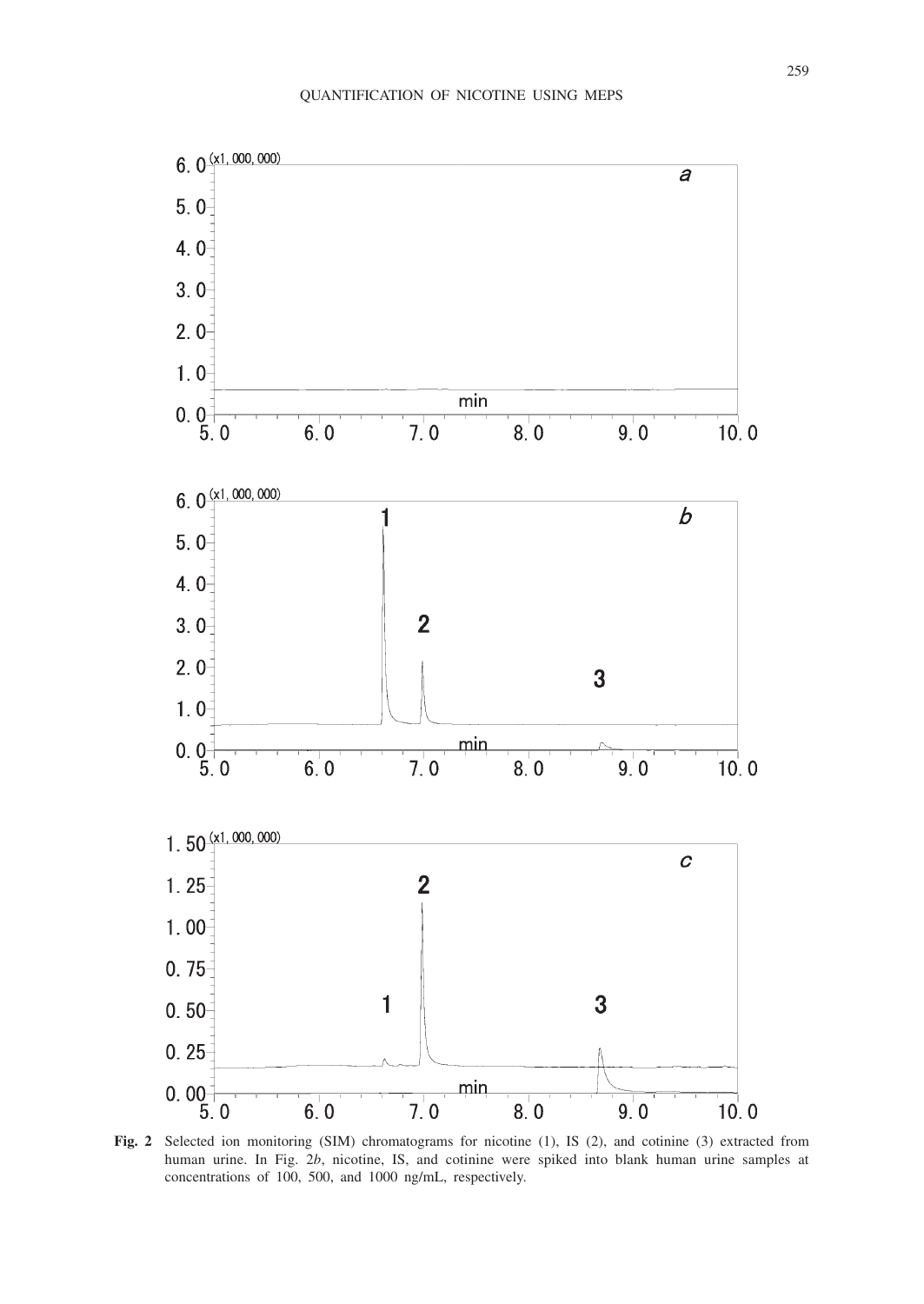**Fig. 2** Selected ion monitoring (SIM) chromatograms for nicotine (1), IS (2), and cotinine (3) extracted from human urine. In Fig. 2*b*, nicotine, IS, and cotinine were spiked into blank human urine samples at concentrations of 100, 500, and 1000 ng/mL, respectively.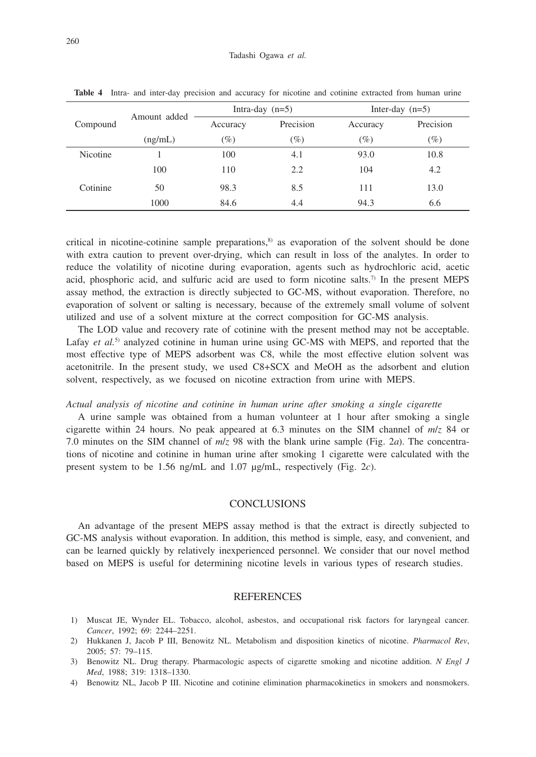**Table 4** Intra- and inter-day precision and accuracy for nicotine and cotinine extracted from human urine

| Compound | Amount added (ng/mL) | Intra-day (n=5) | | Inter-day (n=5) | |
|---|---|---|---|---|---|
| | | Accuracy (%) | Precision (%) | Accuracy (%) | Precision (%) |
| Nicotine | 1 | 100 | 4.1 | 93.0 | 10.8 |
| | 100 | 110 | 2.2 | 104 | 4.2 |
| Cotinine | 50 | 98.3 | 8.5 | 111 | 13.0 |
| | 1000 | 84.6 | 4.4 | 94.3 | 6.6 |

critical in nicotine-cotinine sample preparations,[8] as evaporation of the solvent should be done with extra caution to prevent over-drying, which can result in loss of the analytes. In order to reduce the volatility of nicotine during evaporation, agents such as hydrochloric acid, acetic acid, phosphoric acid, and sulfuric acid are used to form nicotine salts.[7] In the present MEPS assay method, the extraction is directly subjected to GC-MS, without evaporation. Therefore, no evaporation of solvent or salting is necessary, because of the extremely small volume of solvent utilized and use of a solvent mixture at the correct composition for GC-MS analysis.

The LOD value and recovery rate of cotinine with the present method may not be acceptable. Lafay *et al.*[5] analyzed cotinine in human urine using GC-MS with MEPS, and reported that the most effective type of MEPS adsorbent was C8, while the most effective elution solvent was acetonitrile. In the present study, we used C8+SCX and MeOH as the adsorbent and elution solvent, respectively, as we focused on nicotine extraction from urine with MEPS.

*Actual analysis of nicotine and cotinine in human urine after smoking a single cigarette*

A urine sample was obtained from a human volunteer at 1 hour after smoking a single cigarette within 24 hours. No peak appeared at 6.3 minutes on the SIM channel of $m/z$ 84 or 7.0 minutes on the SIM channel of $m/z$ 98 with the blank urine sample (Fig. 2*a*). The concentrations of nicotine and cotinine in human urine after smoking 1 cigarette were calculated with the present system to be 1.56 ng/mL and 1.07 μg/mL, respectively (Fig. 2*c*).

## CONCLUSIONS

An advantage of the present MEPS assay method is that the extract is directly subjected to GC-MS analysis without evaporation. In addition, this method is simple, easy, and convenient, and can be learned quickly by relatively inexperienced personnel. We consider that our novel method based on MEPS is useful for determining nicotine levels in various types of research studies.

## REFERENCES

1) Muscat JE, Wynder EL. Tobacco, alcohol, asbestos, and occupational risk factors for laryngeal cancer. *Cancer*, 1992; 69: 2244–2251.
2) Hukkanen J, Jacob P III, Benowitz NL. Metabolism and disposition kinetics of nicotine. *Pharmacol Rev*, 2005; 57: 79–115.
3) Benowitz NL. Drug therapy. Pharmacologic aspects of cigarette smoking and nicotine addition. *N Engl J Med*, 1988; 319: 1318–1330.
4) Benowitz NL, Jacob P III. Nicotine and cotinine elimination pharmacokinetics in smokers and nonsmokers.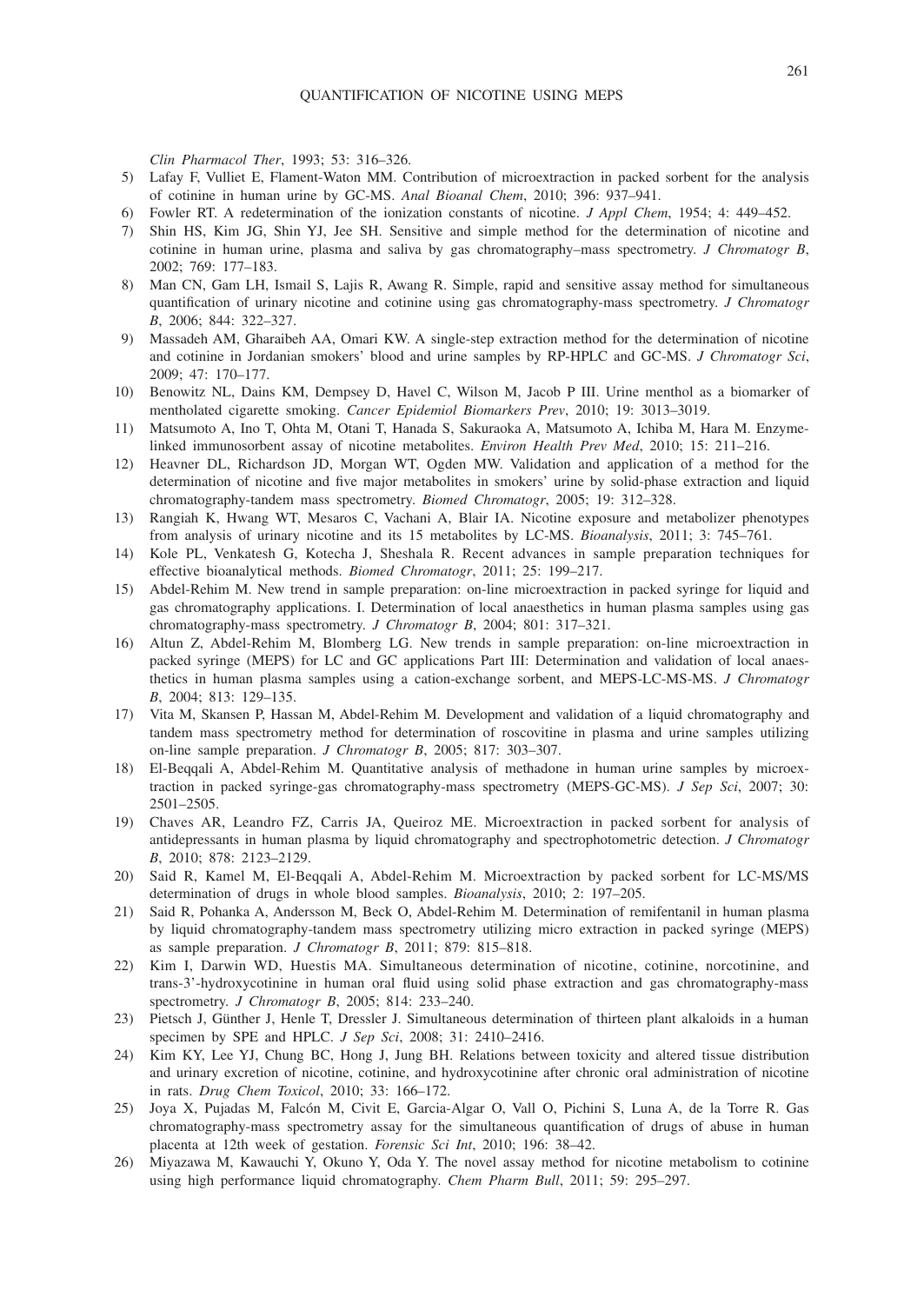*Clin Pharmacol Ther*, 1993; 53: 316–326.

5) Lafay F, Vulliet E, Flament-Waton MM. Contribution of microextraction in packed sorbent for the analysis of cotinine in human urine by GC-MS. *Anal Bioanal Chem*, 2010; 396: 937–941.
6) Fowler RT. A redetermination of the ionization constants of nicotine. *J Appl Chem*, 1954; 4: 449–452.
7) Shin HS, Kim JG, Shin YJ, Jee SH. Sensitive and simple method for the determination of nicotine and cotinine in human urine, plasma and saliva by gas chromatography–mass spectrometry. *J Chromatogr B*, 2002; 769: 177–183.
8) Man CN, Gam LH, Ismail S, Lajis R, Awang R. Simple, rapid and sensitive assay method for simultaneous quantification of urinary nicotine and cotinine using gas chromatography-mass spectrometry. *J Chromatogr B*, 2006; 844: 322–327.
9) Massadeh AM, Gharaibeh AA, Omari KW. A single-step extraction method for the determination of nicotine and cotinine in Jordanian smokers' blood and urine samples by RP-HPLC and GC-MS. *J Chromatogr Sci*, 2009; 47: 170–177.
10) Benowitz NL, Dains KM, Dempsey D, Havel C, Wilson M, Jacob P III. Urine menthol as a biomarker of mentholated cigarette smoking. *Cancer Epidemiol Biomarkers Prev*, 2010; 19: 3013–3019.
11) Matsumoto A, Ino T, Ohta M, Otani T, Hanada S, Sakuraoka A, Matsumoto A, Ichiba M, Hara M. Enzyme-linked immunosorbent assay of nicotine metabolites. *Environ Health Prev Med*, 2010; 15: 211–216.
12) Heavner DL, Richardson JD, Morgan WT, Ogden MW. Validation and application of a method for the determination of nicotine and five major metabolites in smokers' urine by solid-phase extraction and liquid chromatography-tandem mass spectrometry. *Biomed Chromatogr*, 2005; 19: 312–328.
13) Rangiah K, Hwang WT, Mesaros C, Vachani A, Blair IA. Nicotine exposure and metabolizer phenotypes from analysis of urinary nicotine and its 15 metabolites by LC-MS. *Bioanalysis*, 2011; 3: 745–761.
14) Kole PL, Venkatesh G, Kotecha J, Sheshala R. Recent advances in sample preparation techniques for effective bioanalytical methods. *Biomed Chromatogr*, 2011; 25: 199–217.
15) Abdel-Rehim M. New trend in sample preparation: on-line microextraction in packed syringe for liquid and gas chromatography applications. I. Determination of local anaesthetics in human plasma samples using gas chromatography-mass spectrometry. *J Chromatogr B*, 2004; 801: 317–321.
16) Altun Z, Abdel-Rehim M, Blomberg LG. New trends in sample preparation: on-line microextraction in packed syringe (MEPS) for LC and GC applications Part III: Determination and validation of local anaesthetics in human plasma samples using a cation-exchange sorbent, and MEPS-LC-MS-MS. *J Chromatogr B*, 2004; 813: 129–135.
17) Vita M, Skansen P, Hassan M, Abdel-Rehim M. Development and validation of a liquid chromatography and tandem mass spectrometry method for determination of roscovitine in plasma and urine samples utilizing on-line sample preparation. *J Chromatogr B*, 2005; 817: 303–307.
18) El-Beqqali A, Abdel-Rehim M. Quantitative analysis of methadone in human urine samples by microextraction in packed syringe-gas chromatography-mass spectrometry (MEPS-GC-MS). *J Sep Sci*, 2007; 30: 2501–2505.
19) Chaves AR, Leandro FZ, Carris JA, Queiroz ME. Microextraction in packed sorbent for analysis of antidepressants in human plasma by liquid chromatography and spectrophotometric detection. *J Chromatogr B*, 2010; 878: 2123–2129.
20) Said R, Kamel M, El-Beqqali A, Abdel-Rehim M. Microextraction by packed sorbent for LC-MS/MS determination of drugs in whole blood samples. *Bioanalysis*, 2010; 2: 197–205.
21) Said R, Pohanka A, Andersson M, Beck O, Abdel-Rehim M. Determination of remifentanil in human plasma by liquid chromatography-tandem mass spectrometry utilizing micro extraction in packed syringe (MEPS) as sample preparation. *J Chromatogr B*, 2011; 879: 815–818.
22) Kim I, Darwin WD, Huestis MA. Simultaneous determination of nicotine, cotinine, norcotinine, and trans-3'-hydroxycotinine in human oral fluid using solid phase extraction and gas chromatography-mass spectrometry. *J Chromatogr B*, 2005; 814: 233–240.
23) Pietsch J, Günther J, Henle T, Dressler J. Simultaneous determination of thirteen plant alkaloids in a human specimen by SPE and HPLC. *J Sep Sci*, 2008; 31: 2410–2416.
24) Kim KY, Lee YJ, Chung BC, Hong J, Jung BH. Relations between toxicity and altered tissue distribution and urinary excretion of nicotine, cotinine, and hydroxycotinine after chronic oral administration of nicotine in rats. *Drug Chem Toxicol*, 2010; 33: 166–172.
25) Joya X, Pujadas M, Falcón M, Civit E, Garcia-Algar O, Vall O, Pichini S, Luna A, de la Torre R. Gas chromatography-mass spectrometry assay for the simultaneous quantification of drugs of abuse in human placenta at 12th week of gestation. *Forensic Sci Int*, 2010; 196: 38–42.
26) Miyazawa M, Kawauchi Y, Okuno Y, Oda Y. The novel assay method for nicotine metabolism to cotinine using high performance liquid chromatography. *Chem Pharm Bull*, 2011; 59: 295–297.